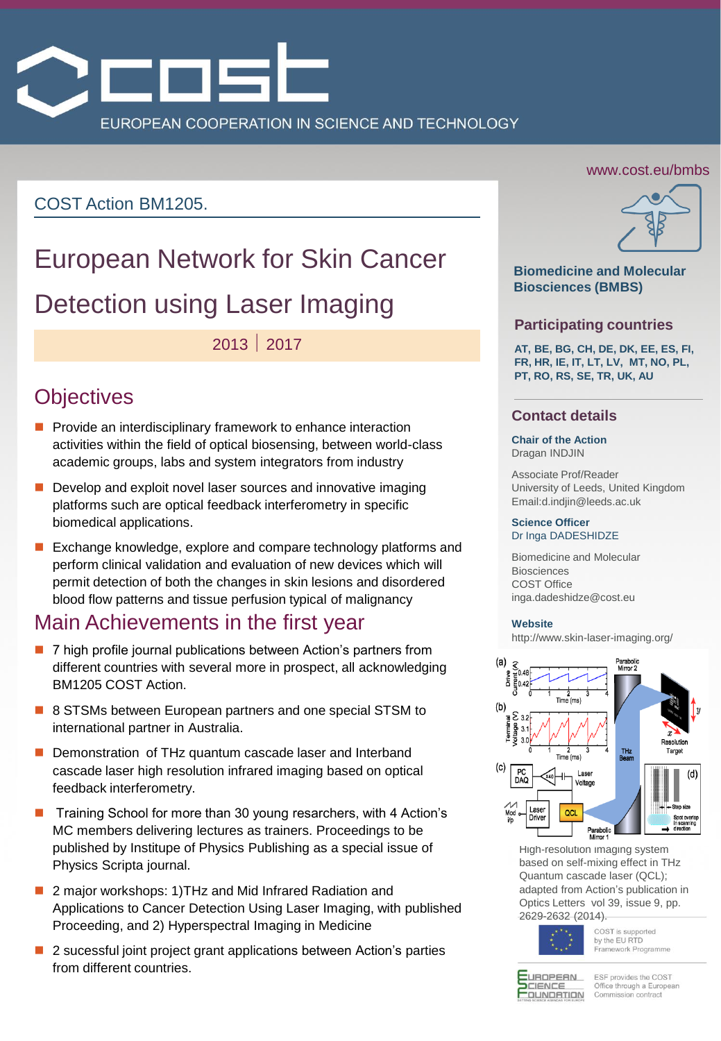# COST

EUROPEAN COOPERATION IN SCIENCE AND TECHNOLOGY

COST Action BM1205.

# European Network for Skin Cancer Detection using Laser Imaging

2013 | 2017

## Objectives

- Provide an interdisciplinary framework to enhance interaction activities within the field of optical biosensing, between world-class academic groups, labs and system integrators from industry
- Develop and exploit novel laser sources and innovative imaging platforms such are optical feedback interferometry in specific biomedical applications.
- Exchange knowledge, explore and compare technology platforms and perform clinical validation and evaluation of new devices which will permit detection of both the changes in skin lesions and disordered blood flow patterns and tissue perfusion typical of malignancy

## Main Achievements in the first year

- 7 high profile journal publications between Action's partners from different countries with several more in prospect, all acknowledging BM1205 COST Action.
- 8 STSMs between European partners and one special STSM to international partner in Australia.
- Demonstration of THz quantum cascade laser and Interband cascade laser high resolution infrared imaging based on optical feedback interferometry.
- Training School for more than 30 young resarchers, with 4 Action's MC members delivering lectures as trainers. Proceedings to be published by Institute of Physics Publishing as a special issue of Physics Scripta journal.
- 2 major workshops: 1)THz and Mid Infrared Radiation and Applications to Cancer Detection Using Laser Imaging, with published Proceeding, and 2) Hyperspectral Imaging in Medicine
- 2 sucessful joint project grant applications between Action's parties from different countries.

www.cost.eu/bmbs

**Biomedicine and Molecular Biosciences (BMBS)**

### Participating countries

**AT, BE, BG, CH, DE, DK, EE, ES, FI, FR, HR, IE, IT, LT, LV, MT, NO, PL, PT, RO, RS, SE, TR, UK, AU**

### Contact details

**Chair of the Action**
Dragan INDJIN

Associate Prof/Reader
University of Leeds, United Kingdom
Email:d.indjin@leeds.ac.uk

**Science Officer**
Dr Inga DADESHIDZE

Biomedicine and Molecular Biosciences
COST Office
inga.dadeshidze@cost.eu

**Website**
http://www.skin-laser-imaging.org/

High-resolution imaging system based on self-mixing effect in THz Quantum cascade laser (QCL); adapted from Action's publication in Optics Letters vol 39, issue 9, pp. 2629-2632 (2014).

COST is supported by the EU RTD Framework Programme

ESF provides the COST Office through a European Commission contract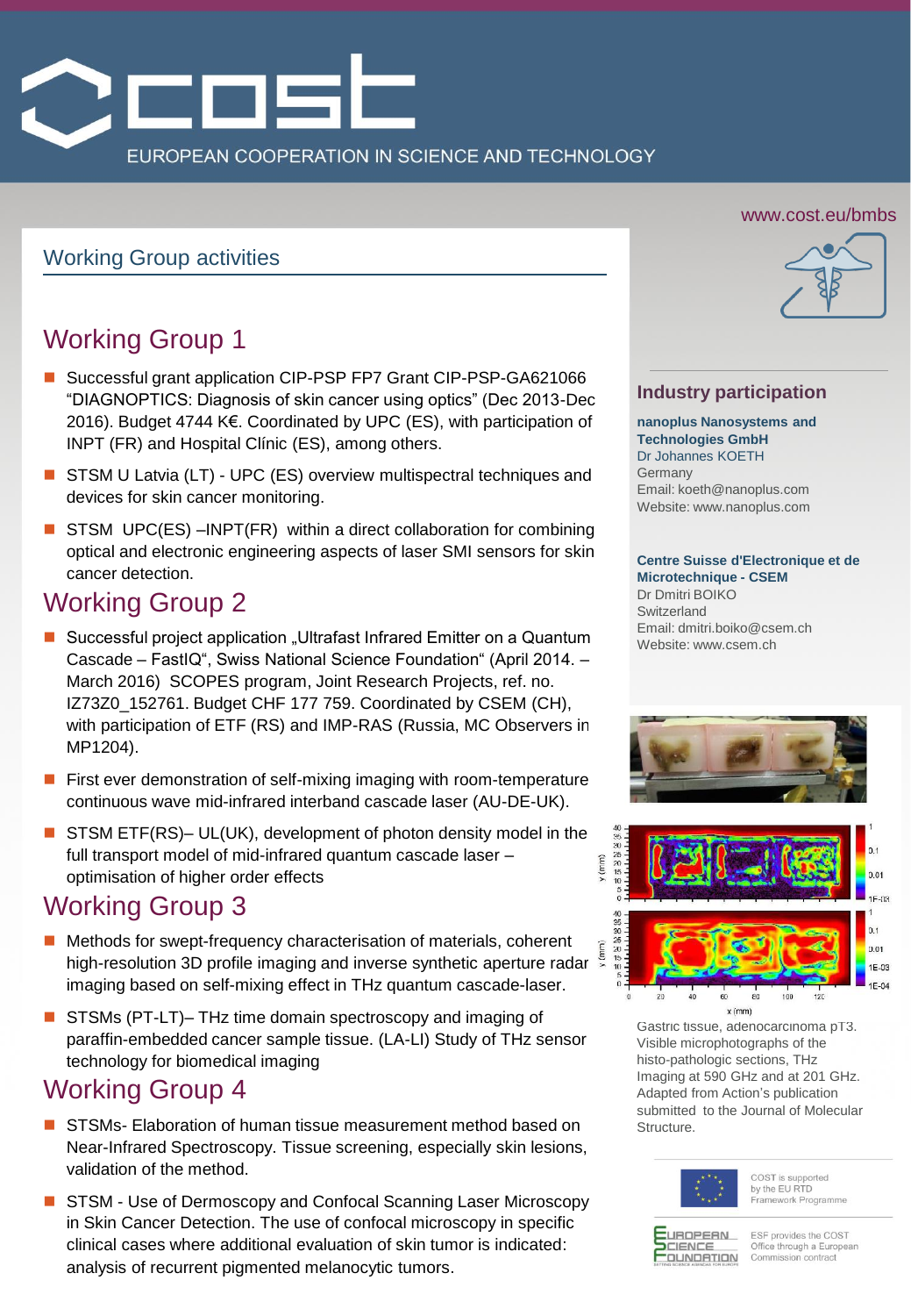# cost

EUROPEAN COOPERATION IN SCIENCE AND TECHNOLOGY

www.cost.eu/bmbs

## Working Group activities

## Working Group 1

- Successful grant application CIP-PSP FP7 Grant CIP-PSP-GA621066 “DIAGNOPTICS: Diagnosis of skin cancer using optics” (Dec 2013-Dec 2016). Budget 4744 K€. Coordinated by UPC (ES), with participation of INPT (FR) and Hospital Clínic (ES), among others.
- STSM U Latvia (LT) - UPC (ES) overview multispectral techniques and devices for skin cancer monitoring.
- STSM UPC(ES) –INPT(FR) within a direct collaboration for combining optical and electronic engineering aspects of laser SMI sensors for skin cancer detection.

## Working Group 2

- Successful project application „Ultrafast Infrared Emitter on a Quantum Cascade – FastIQ“, Swiss National Science Foundation“ (April 2014. – March 2016) SCOPES program, Joint Research Projects, ref. no. IZ73Z0_152761. Budget CHF 177 759. Coordinated by CSEM (CH), with participation of ETF (RS) and IMP-RAS (Russia, MC Observers in MP1204).
- First ever demonstration of self-mixing imaging with room-temperature continuous wave mid-infrared interband cascade laser (AU-DE-UK).
- STSM ETF(RS)– UL(UK), development of photon density model in the full transport model of mid-infrared quantum cascade laser – optimisation of higher order effects

## Working Group 3

- Methods for swept-frequency characterisation of materials, coherent high-resolution 3D profile imaging and inverse synthetic aperture radar imaging based on self-mixing effect in THz quantum cascade-laser.
- STSMs (PT-LT)– THz time domain spectroscopy and imaging of paraffin-embedded cancer sample tissue. (LA-LI) Study of THz sensor technology for biomedical imaging

## Working Group 4

- STSMs- Elaboration of human tissue measurement method based on Near-Infrared Spectroscopy. Tissue screening, especially skin lesions, validation of the method.
- STSM - Use of Dermoscopy and Confocal Scanning Laser Microscopy in Skin Cancer Detection. The use of confocal microscopy in specific clinical cases where additional evaluation of skin tumor is indicated: analysis of recurrent pigmented melanocytic tumors.

## Industry participation

**nanoplus Nanosystems and Technologies GmbH**
Dr Johannes KOETH
Germany
Email: koeth@nanoplus.com
Website: www.nanoplus.com

**Centre Suisse d'Electronique et de Microtechnique - CSEM**
Dr Dmitri BOIKO
Switzerland
Email: dmitri.boiko@csem.ch
Website: www.csem.ch

y (mm)
40 35 30 25 20 15 10 5 0
1
0.1
0.01
1E-03

y (mm)
40 35 30 25 20 15 10 5 0
1
0.1
0.01
1E-03
1E-04

0 20 40 60 80 100 120
x (mm)

Gastric tissue, adenocarcinoma pT3. Visible microphotographs of the histo-pathologic sections, THz Imaging at 590 GHz and at 201 GHz. Adapted from Action’s publication submitted to the Journal of Molecular Structure.

COST is supported by the EU RTD Framework Programme

EUROPEAN SCIENCE FOUNDATION

ESF provides the COST Office through a European Commission contract